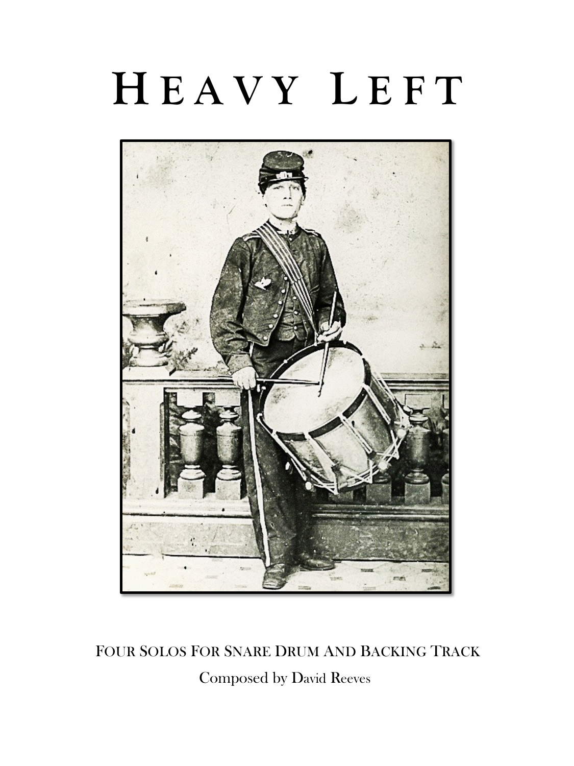# HEAVY LEFT

FOUR SOLOS FOR SNARE DRUM AND BACKING TRACK

Composed by David Reeves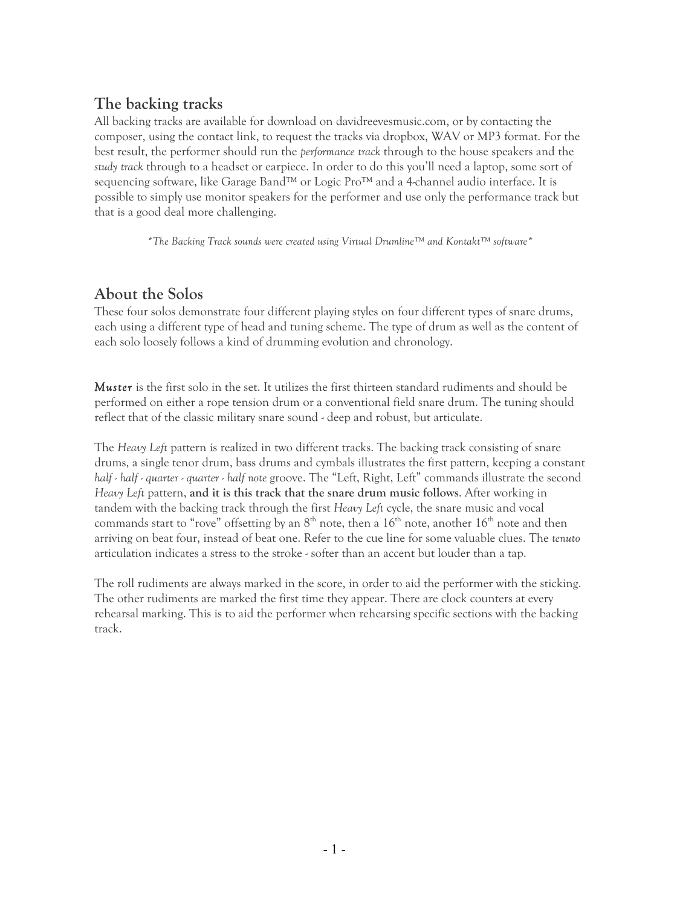## The backing tracks

All backing tracks are available for download on davidreevesmusic.com, or by contacting the composer, using the contact link, to request the tracks via dropbox, WAV or MP3 format. For the best result, the performer should run the *performance track* through to the house speakers and the *study track* through to a headset or earpiece. In order to do this you'll need a laptop, some sort of sequencing software, like Garage Band™ or Logic Pro™ and a 4-channel audio interface. It is possible to simply use monitor speakers for the performer and use only the performance track but that is a good deal more challenging.

*\*The Backing Track sounds were created using Virtual Drumline™ and Kontakt™ software\**

## About the Solos

These four solos demonstrate four different playing styles on four different types of snare drums, each using a different type of head and tuning scheme. The type of drum as well as the content of each solo loosely follows a kind of drumming evolution and chronology.

***Muster*** is the first solo in the set. It utilizes the first thirteen standard rudiments and should be performed on either a rope tension drum or a conventional field snare drum. The tuning should reflect that of the classic military snare sound - deep and robust, but articulate.

The *Heavy Left* pattern is realized in two different tracks. The backing track consisting of snare drums, a single tenor drum, bass drums and cymbals illustrates the first pattern, keeping a constant *half - half - quarter - quarter - half note* groove. The "Left, Right, Left" commands illustrate the second *Heavy Left* pattern, **and it is this track that the snare drum music follows**. After working in tandem with the backing track through the first *Heavy Left* cycle, the snare music and vocal commands start to "rove" offsetting by an 8th note, then a 16th note, another 16th note and then arriving on beat four, instead of beat one. Refer to the cue line for some valuable clues. The *tenuto* articulation indicates a stress to the stroke - softer than an accent but louder than a tap.

The roll rudiments are always marked in the score, in order to aid the performer with the sticking. The other rudiments are marked the first time they appear. There are clock counters at every rehearsal marking. This is to aid the performer when rehearsing specific sections with the backing track.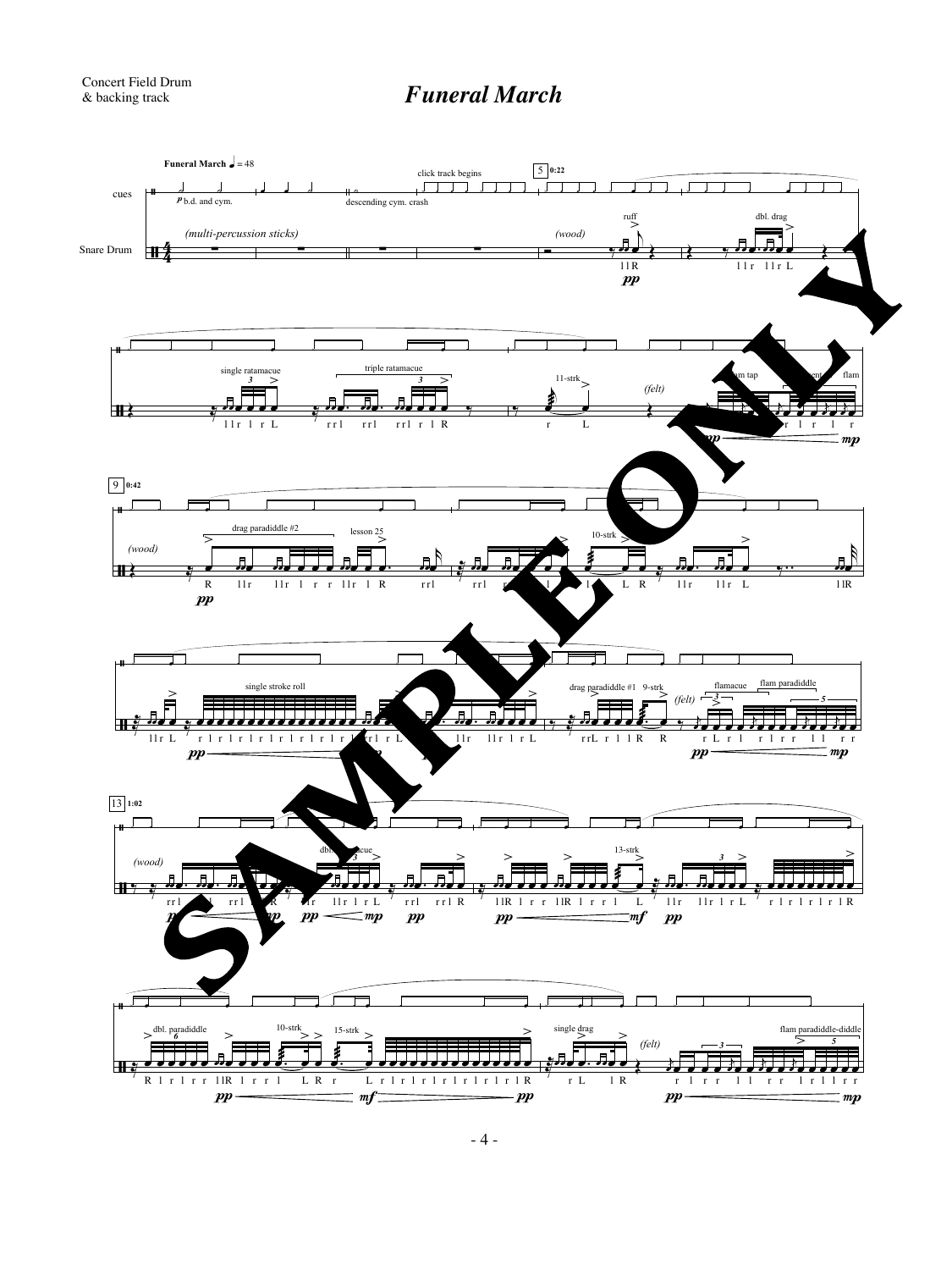Concert Field Drum
& backing track

# *Funeral March*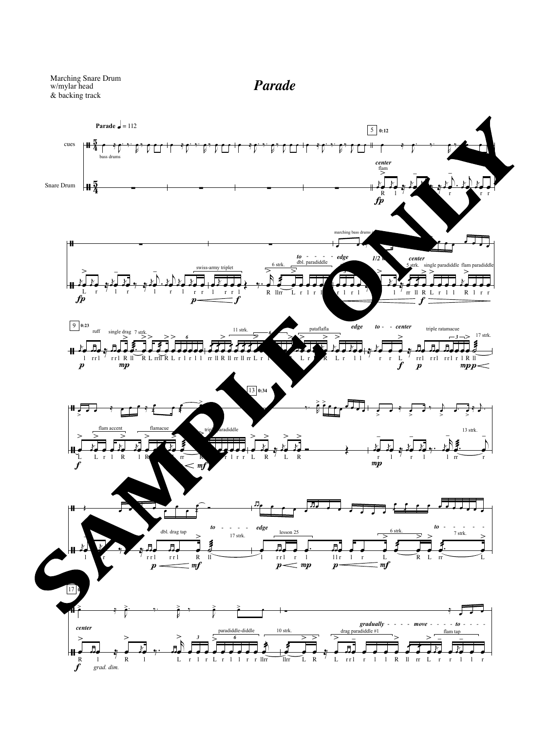Marching Snare Drum
w/mylar head
& backing track

# *Parade*